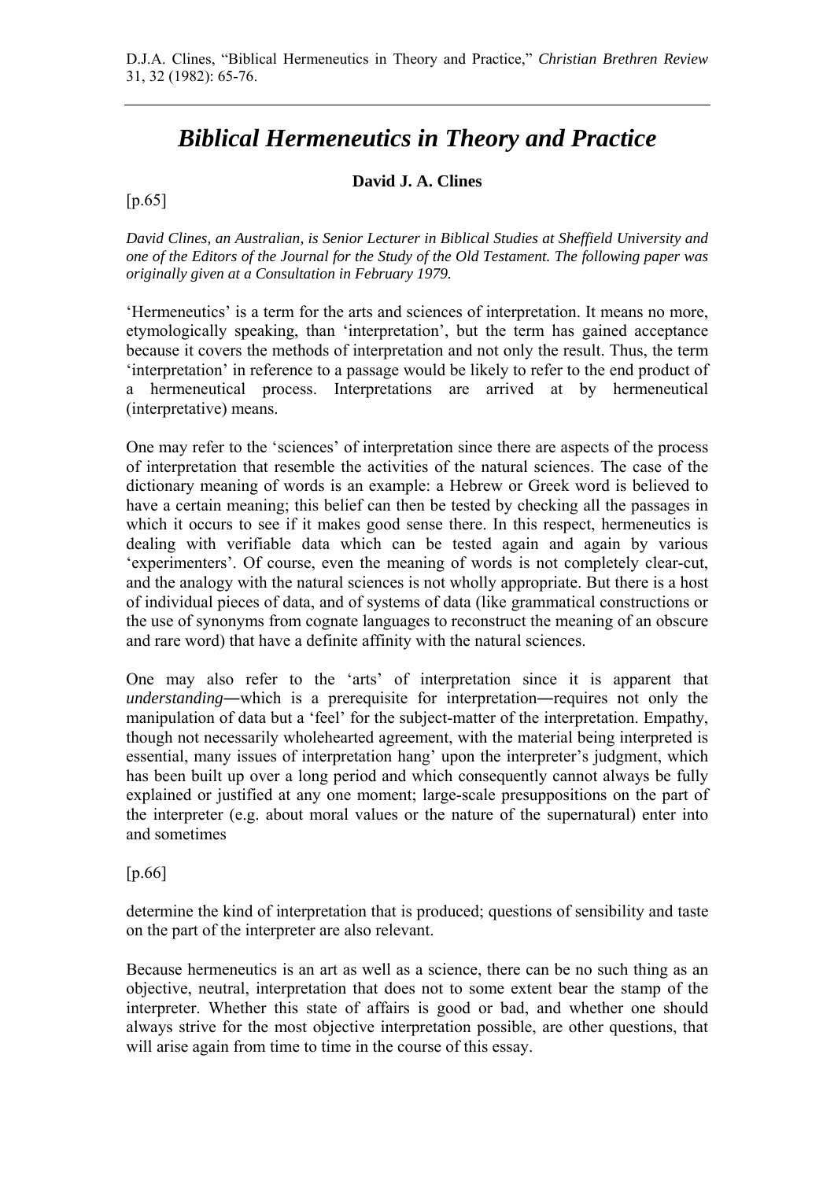D.J.A. Clines, "Biblical Hermeneutics in Theory and Practice," *Christian Brethren Review* 31, 32 (1982): 65-76.

# *Biblical Hermeneutics in Theory and Practice*

**David J. A. Clines**

[p.65]

*David Clines, an Australian, is Senior Lecturer in Biblical Studies at Sheffield University and one of the Editors of the Journal for the Study of the Old Testament. The following paper was originally given at a Consultation in February 1979.*

'Hermeneutics' is a term for the arts and sciences of interpretation. It means no more, etymologically speaking, than 'interpretation', but the term has gained acceptance because it covers the methods of interpretation and not only the result. Thus, the term 'interpretation' in reference to a passage would be likely to refer to the end product of a hermeneutical process. Interpretations are arrived at by hermeneutical (interpretative) means.

One may refer to the 'sciences' of interpretation since there are aspects of the process of interpretation that resemble the activities of the natural sciences. The case of the dictionary meaning of words is an example: a Hebrew or Greek word is believed to have a certain meaning; this belief can then be tested by checking all the passages in which it occurs to see if it makes good sense there. In this respect, hermeneutics is dealing with verifiable data which can be tested again and again by various 'experimenters'. Of course, even the meaning of words is not completely clear-cut, and the analogy with the natural sciences is not wholly appropriate. But there is a host of individual pieces of data, and of systems of data (like grammatical constructions or the use of synonyms from cognate languages to reconstruct the meaning of an obscure and rare word) that have a definite affinity with the natural sciences.

One may also refer to the 'arts' of interpretation since it is apparent that *understanding*―which is a prerequisite for interpretation―requires not only the manipulation of data but a 'feel' for the subject-matter of the interpretation. Empathy, though not necessarily wholehearted agreement, with the material being interpreted is essential, many issues of interpretation hang' upon the interpreter's judgment, which has been built up over a long period and which consequently cannot always be fully explained or justified at any one moment; large-scale presuppositions on the part of the interpreter (e.g. about moral values or the nature of the supernatural) enter into and sometimes

[p.66]

determine the kind of interpretation that is produced; questions of sensibility and taste on the part of the interpreter are also relevant.

Because hermeneutics is an art as well as a science, there can be no such thing as an objective, neutral, interpretation that does not to some extent bear the stamp of the interpreter. Whether this state of affairs is good or bad, and whether one should always strive for the most objective interpretation possible, are other questions, that will arise again from time to time in the course of this essay.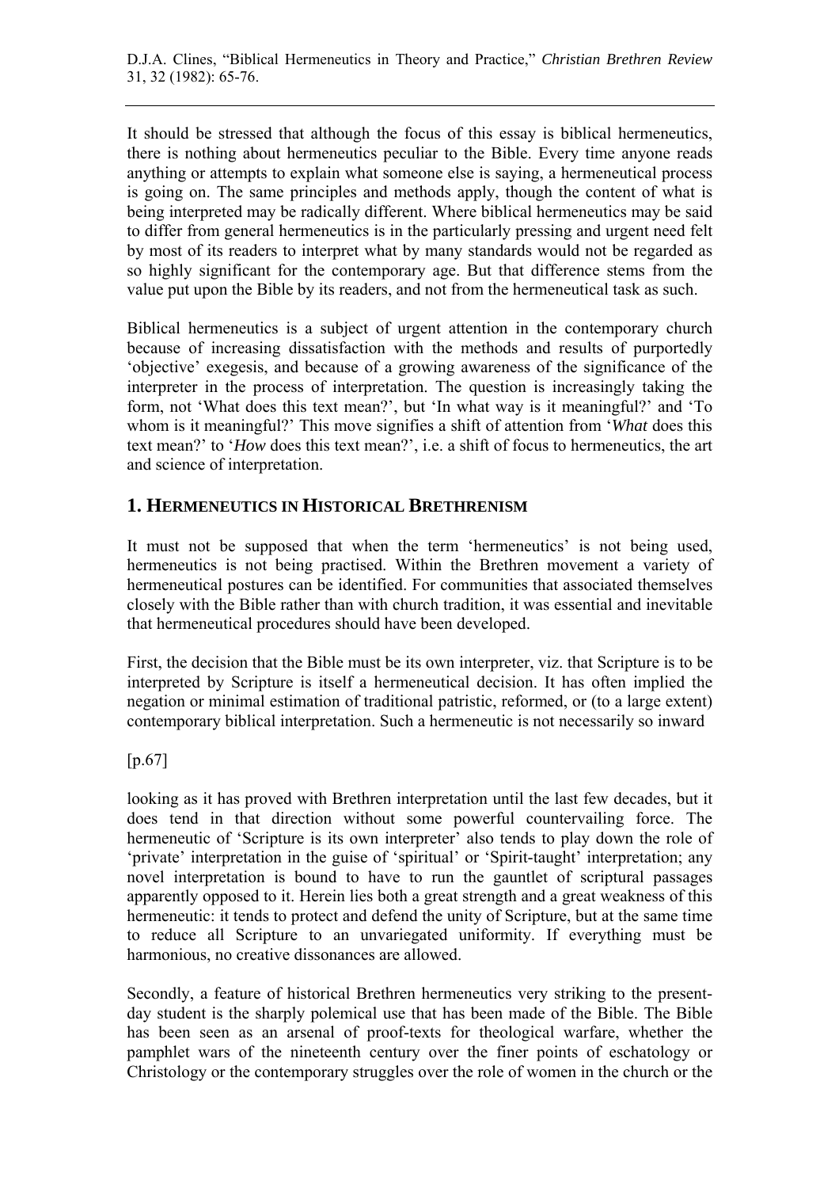It should be stressed that although the focus of this essay is biblical hermeneutics, there is nothing about hermeneutics peculiar to the Bible. Every time anyone reads anything or attempts to explain what someone else is saying, a hermeneutical process is going on. The same principles and methods apply, though the content of what is being interpreted may be radically different. Where biblical hermeneutics may be said to differ from general hermeneutics is in the particularly pressing and urgent need felt by most of its readers to interpret what by many standards would not be regarded as so highly significant for the contemporary age. But that difference stems from the value put upon the Bible by its readers, and not from the hermeneutical task as such.

Biblical hermeneutics is a subject of urgent attention in the contemporary church because of increasing dissatisfaction with the methods and results of purportedly 'objective' exegesis, and because of a growing awareness of the significance of the interpreter in the process of interpretation. The question is increasingly taking the form, not 'What does this text mean?', but 'In what way is it meaningful?' and 'To whom is it meaningful?' This move signifies a shift of attention from '*What* does this text mean?' to '*How* does this text mean?', i.e. a shift of focus to hermeneutics, the art and science of interpretation.

## 1. HERMENEUTICS IN HISTORICAL BRETHRENISM

It must not be supposed that when the term 'hermeneutics' is not being used, hermeneutics is not being practised. Within the Brethren movement a variety of hermeneutical postures can be identified. For communities that associated themselves closely with the Bible rather than with church tradition, it was essential and inevitable that hermeneutical procedures should have been developed.

First, the decision that the Bible must be its own interpreter, viz. that Scripture is to be interpreted by Scripture is itself a hermeneutical decision. It has often implied the negation or minimal estimation of traditional patristic, reformed, or (to a large extent) contemporary biblical interpretation. Such a hermeneutic is not necessarily so inward

[p.67]

looking as it has proved with Brethren interpretation until the last few decades, but it does tend in that direction without some powerful countervailing force. The hermeneutic of 'Scripture is its own interpreter' also tends to play down the role of 'private' interpretation in the guise of 'spiritual' or 'Spirit-taught' interpretation; any novel interpretation is bound to have to run the gauntlet of scriptural passages apparently opposed to it. Herein lies both a great strength and a great weakness of this hermeneutic: it tends to protect and defend the unity of Scripture, but at the same time to reduce all Scripture to an unvariegated uniformity. If everything must be harmonious, no creative dissonances are allowed.

Secondly, a feature of historical Brethren hermeneutics very striking to the present-day student is the sharply polemical use that has been made of the Bible. The Bible has been seen as an arsenal of proof-texts for theological warfare, whether the pamphlet wars of the nineteenth century over the finer points of eschatology or Christology or the contemporary struggles over the role of women in the church or the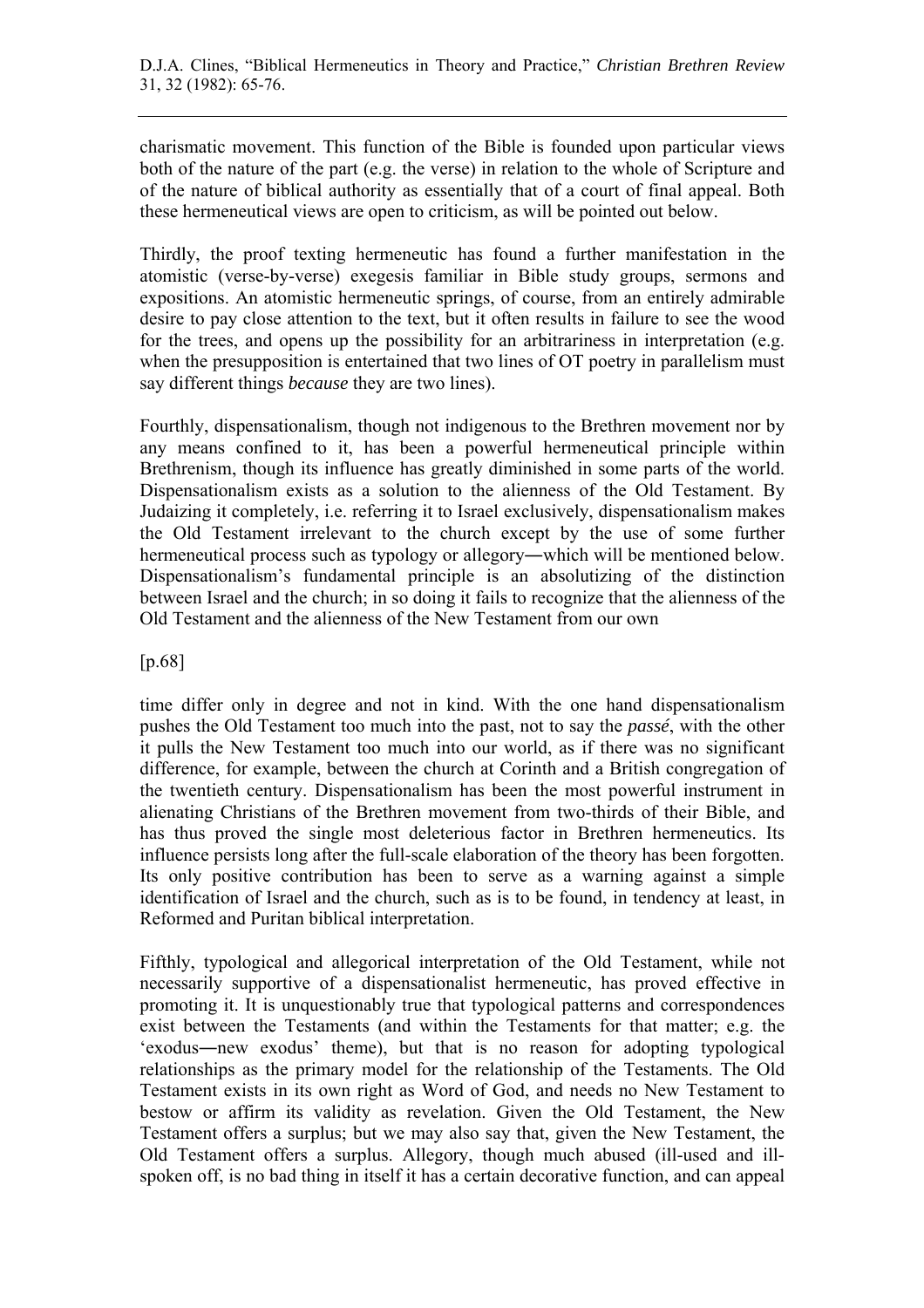charismatic movement. This function of the Bible is founded upon particular views both of the nature of the part (e.g. the verse) in relation to the whole of Scripture and of the nature of biblical authority as essentially that of a court of final appeal. Both these hermeneutical views are open to criticism, as will be pointed out below.

Thirdly, the proof texting hermeneutic has found a further manifestation in the atomistic (verse-by-verse) exegesis familiar in Bible study groups, sermons and expositions. An atomistic hermeneutic springs, of course, from an entirely admirable desire to pay close attention to the text, but it often results in failure to see the wood for the trees, and opens up the possibility for an arbitrariness in interpretation (e.g. when the presupposition is entertained that two lines of OT poetry in parallelism must say different things *because* they are two lines).

Fourthly, dispensationalism, though not indigenous to the Brethren movement nor by any means confined to it, has been a powerful hermeneutical principle within Brethrenism, though its influence has greatly diminished in some parts of the world. Dispensationalism exists as a solution to the alienness of the Old Testament. By Judaizing it completely, i.e. referring it to Israel exclusively, dispensationalism makes the Old Testament irrelevant to the church except by the use of some further hermeneutical process such as typology or allegory―which will be mentioned below. Dispensationalism's fundamental principle is an absolutizing of the distinction between Israel and the church; in so doing it fails to recognize that the alienness of the Old Testament and the alienness of the New Testament from our own

[p.68]

time differ only in degree and not in kind. With the one hand dispensationalism pushes the Old Testament too much into the past, not to say the *passé*, with the other it pulls the New Testament too much into our world, as if there was no significant difference, for example, between the church at Corinth and a British congregation of the twentieth century. Dispensationalism has been the most powerful instrument in alienating Christians of the Brethren movement from two-thirds of their Bible, and has thus proved the single most deleterious factor in Brethren hermeneutics. Its influence persists long after the full-scale elaboration of the theory has been forgotten. Its only positive contribution has been to serve as a warning against a simple identification of Israel and the church, such as is to be found, in tendency at least, in Reformed and Puritan biblical interpretation.

Fifthly, typological and allegorical interpretation of the Old Testament, while not necessarily supportive of a dispensationalist hermeneutic, has proved effective in promoting it. It is unquestionably true that typological patterns and correspondences exist between the Testaments (and within the Testaments for that matter; e.g. the 'exodus―new exodus' theme), but that is no reason for adopting typological relationships as the primary model for the relationship of the Testaments. The Old Testament exists in its own right as Word of God, and needs no New Testament to bestow or affirm its validity as revelation. Given the Old Testament, the New Testament offers a surplus; but we may also say that, given the New Testament, the Old Testament offers a surplus. Allegory, though much abused (ill-used and ill-spoken off, is no bad thing in itself it has a certain decorative function, and can appeal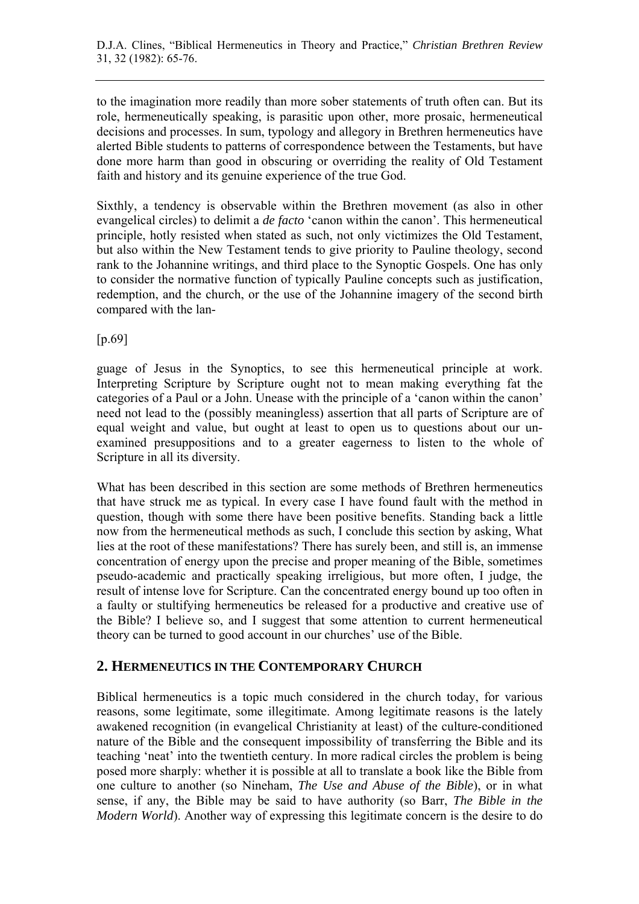to the imagination more readily than more sober statements of truth often can. But its role, hermeneutically speaking, is parasitic upon other, more prosaic, hermeneutical decisions and processes. In sum, typology and allegory in Brethren hermeneutics have alerted Bible students to patterns of correspondence between the Testaments, but have done more harm than good in obscuring or overriding the reality of Old Testament faith and history and its genuine experience of the true God.

Sixthly, a tendency is observable within the Brethren movement (as also in other evangelical circles) to delimit a *de facto* 'canon within the canon'. This hermeneutical principle, hotly resisted when stated as such, not only victimizes the Old Testament, but also within the New Testament tends to give priority to Pauline theology, second rank to the Johannine writings, and third place to the Synoptic Gospels. One has only to consider the normative function of typically Pauline concepts such as justification, redemption, and the church, or the use of the Johannine imagery of the second birth compared with the lan-

[p.69]

guage of Jesus in the Synoptics, to see this hermeneutical principle at work. Interpreting Scripture by Scripture ought not to mean making everything fat the categories of a Paul or a John. Unease with the principle of a 'canon within the canon' need not lead to the (possibly meaningless) assertion that all parts of Scripture are of equal weight and value, but ought at least to open us to questions about our unexamined presuppositions and to a greater eagerness to listen to the whole of Scripture in all its diversity.

What has been described in this section are some methods of Brethren hermeneutics that have struck me as typical. In every case I have found fault with the method in question, though with some there have been positive benefits. Standing back a little now from the hermeneutical methods as such, I conclude this section by asking, What lies at the root of these manifestations? There has surely been, and still is, an immense concentration of energy upon the precise and proper meaning of the Bible, sometimes pseudo-academic and practically speaking irreligious, but more often, I judge, the result of intense love for Scripture. Can the concentrated energy bound up too often in a faulty or stultifying hermeneutics be released for a productive and creative use of the Bible? I believe so, and I suggest that some attention to current hermeneutical theory can be turned to good account in our churches' use of the Bible.

## 2. Hermeneutics in the Contemporary Church

Biblical hermeneutics is a topic much considered in the church today, for various reasons, some legitimate, some illegitimate. Among legitimate reasons is the lately awakened recognition (in evangelical Christianity at least) of the culture-conditioned nature of the Bible and the consequent impossibility of transferring the Bible and its teaching 'neat' into the twentieth century. In more radical circles the problem is being posed more sharply: whether it is possible at all to translate a book like the Bible from one culture to another (so Nineham, *The Use and Abuse of the Bible*), or in what sense, if any, the Bible may be said to have authority (so Barr, *The Bible in the Modern World*). Another way of expressing this legitimate concern is the desire to do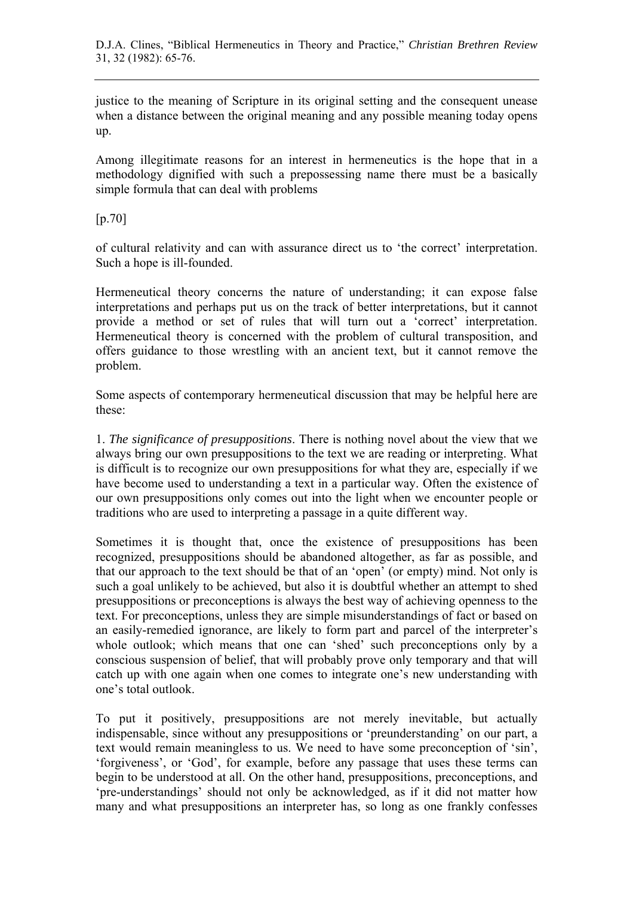justice to the meaning of Scripture in its original setting and the consequent unease when a distance between the original meaning and any possible meaning today opens up.

Among illegitimate reasons for an interest in hermeneutics is the hope that in a methodology dignified with such a prepossessing name there must be a basically simple formula that can deal with problems

[p.70]

of cultural relativity and can with assurance direct us to 'the correct' interpretation. Such a hope is ill-founded.

Hermeneutical theory concerns the nature of understanding; it can expose false interpretations and perhaps put us on the track of better interpretations, but it cannot provide a method or set of rules that will turn out a 'correct' interpretation. Hermeneutical theory is concerned with the problem of cultural transposition, and offers guidance to those wrestling with an ancient text, but it cannot remove the problem.

Some aspects of contemporary hermeneutical discussion that may be helpful here are these:

1. *The significance of presuppositions*. There is nothing novel about the view that we always bring our own presuppositions to the text we are reading or interpreting. What is difficult is to recognize our own presuppositions for what they are, especially if we have become used to understanding a text in a particular way. Often the existence of our own presuppositions only comes out into the light when we encounter people or traditions who are used to interpreting a passage in a quite different way.

Sometimes it is thought that, once the existence of presuppositions has been recognized, presuppositions should be abandoned altogether, as far as possible, and that our approach to the text should be that of an 'open' (or empty) mind. Not only is such a goal unlikely to be achieved, but also it is doubtful whether an attempt to shed presuppositions or preconceptions is always the best way of achieving openness to the text. For preconceptions, unless they are simple misunderstandings of fact or based on an easily-remedied ignorance, are likely to form part and parcel of the interpreter's whole outlook; which means that one can 'shed' such preconceptions only by a conscious suspension of belief, that will probably prove only temporary and that will catch up with one again when one comes to integrate one's new understanding with one's total outlook.

To put it positively, presuppositions are not merely inevitable, but actually indispensable, since without any presuppositions or 'preunderstanding' on our part, a text would remain meaningless to us. We need to have some preconception of 'sin', 'forgiveness', or 'God', for example, before any passage that uses these terms can begin to be understood at all. On the other hand, presuppositions, preconceptions, and 'pre-understandings' should not only be acknowledged, as if it did not matter how many and what presuppositions an interpreter has, so long as one frankly confesses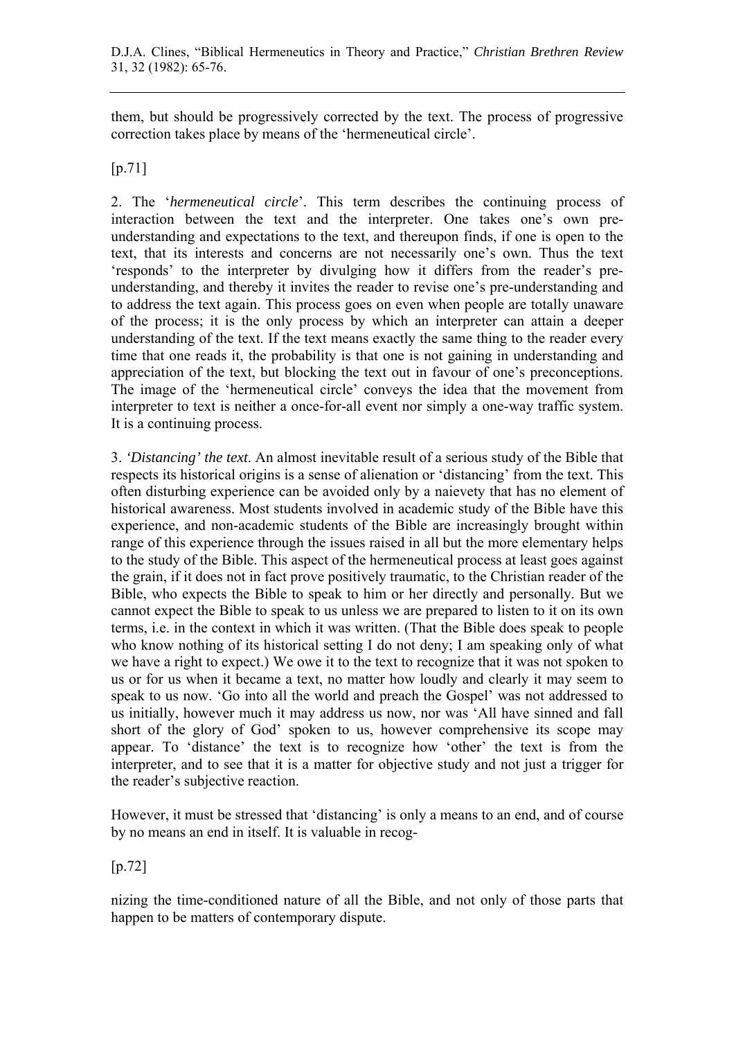them, but should be progressively corrected by the text. The process of progressive correction takes place by means of the 'hermeneutical circle'.

[p.71]

2. The '*hermeneutical circle*'. This term describes the continuing process of interaction between the text and the interpreter. One takes one's own pre-understanding and expectations to the text, and thereupon finds, if one is open to the text, that its interests and concerns are not necessarily one's own. Thus the text 'responds' to the interpreter by divulging how it differs from the reader's pre-understanding, and thereby it invites the reader to revise one's pre-understanding and to address the text again. This process goes on even when people are totally unaware of the process; it is the only process by which an interpreter can attain a deeper understanding of the text. If the text means exactly the same thing to the reader every time that one reads it, the probability is that one is not gaining in understanding and appreciation of the text, but blocking the text out in favour of one's preconceptions. The image of the 'hermeneutical circle' conveys the idea that the movement from interpreter to text is neither a once-for-all event nor simply a one-way traffic system. It is a continuing process.

3. *'Distancing' the text*. An almost inevitable result of a serious study of the Bible that respects its historical origins is a sense of alienation or 'distancing' from the text. This often disturbing experience can be avoided only by a naievety that has no element of historical awareness. Most students involved in academic study of the Bible have this experience, and non-academic students of the Bible are increasingly brought within range of this experience through the issues raised in all but the more elementary helps to the study of the Bible. This aspect of the hermeneutical process at least goes against the grain, if it does not in fact prove positively traumatic, to the Christian reader of the Bible, who expects the Bible to speak to him or her directly and personally. But we cannot expect the Bible to speak to us unless we are prepared to listen to it on its own terms, i.e. in the context in which it was written. (That the Bible does speak to people who know nothing of its historical setting I do not deny; I am speaking only of what we have a right to expect.) We owe it to the text to recognize that it was not spoken to us or for us when it became a text, no matter how loudly and clearly it may seem to speak to us now. 'Go into all the world and preach the Gospel' was not addressed to us initially, however much it may address us now, nor was 'All have sinned and fall short of the glory of God' spoken to us, however comprehensive its scope may appear. To 'distance' the text is to recognize how 'other' the text is from the interpreter, and to see that it is a matter for objective study and not just a trigger for the reader's subjective reaction.

However, it must be stressed that 'distancing' is only a means to an end, and of course by no means an end in itself. It is valuable in recog-

[p.72]

nizing the time-conditioned nature of all the Bible, and not only of those parts that happen to be matters of contemporary dispute.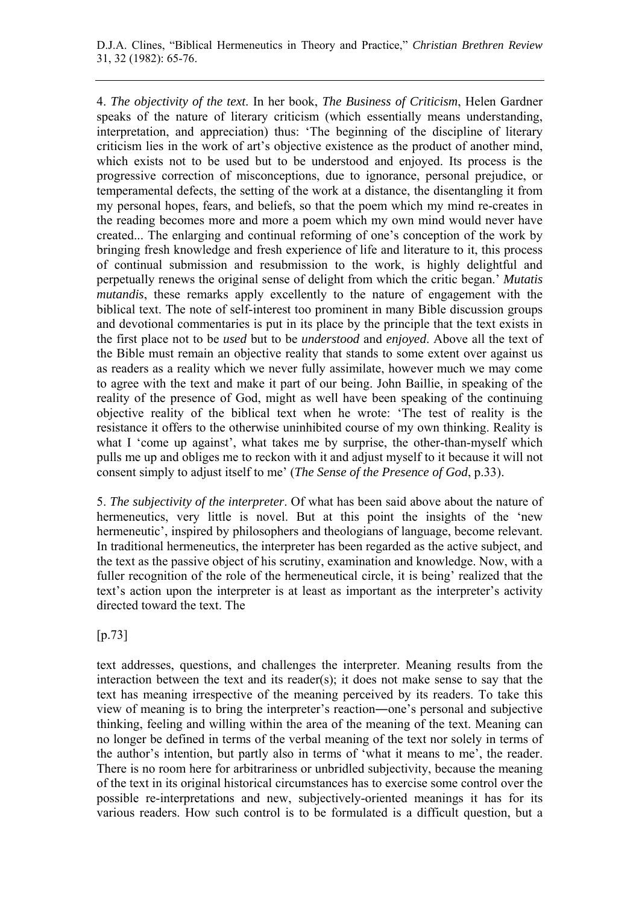4. *The objectivity of the text*. In her book, *The Business of Criticism*, Helen Gardner speaks of the nature of literary criticism (which essentially means understanding, interpretation, and appreciation) thus: 'The beginning of the discipline of literary criticism lies in the work of art's objective existence as the product of another mind, which exists not to be used but to be understood and enjoyed. Its process is the progressive correction of misconceptions, due to ignorance, personal prejudice, or temperamental defects, the setting of the work at a distance, the disentangling it from my personal hopes, fears, and beliefs, so that the poem which my mind re-creates in the reading becomes more and more a poem which my own mind would never have created... The enlarging and continual reforming of one's conception of the work by bringing fresh knowledge and fresh experience of life and literature to it, this process of continual submission and resubmission to the work, is highly delightful and perpetually renews the original sense of delight from which the critic began.' *Mutatis mutandis*, these remarks apply excellently to the nature of engagement with the biblical text. The note of self-interest too prominent in many Bible discussion groups and devotional commentaries is put in its place by the principle that the text exists in the first place not to be *used* but to be *understood* and *enjoyed*. Above all the text of the Bible must remain an objective reality that stands to some extent over against us as readers as a reality which we never fully assimilate, however much we may come to agree with the text and make it part of our being. John Baillie, in speaking of the reality of the presence of God, might as well have been speaking of the continuing objective reality of the biblical text when he wrote: 'The test of reality is the resistance it offers to the otherwise uninhibited course of my own thinking. Reality is what I 'come up against', what takes me by surprise, the other-than-myself which pulls me up and obliges me to reckon with it and adjust myself to it because it will not consent simply to adjust itself to me' (*The Sense of the Presence of God*, p.33).

5. *The subjectivity of the interpreter*. Of what has been said above about the nature of hermeneutics, very little is novel. But at this point the insights of the 'new hermeneutic', inspired by philosophers and theologians of language, become relevant. In traditional hermeneutics, the interpreter has been regarded as the active subject, and the text as the passive object of his scrutiny, examination and knowledge. Now, with a fuller recognition of the role of the hermeneutical circle, it is being' realized that the text's action upon the interpreter is at least as important as the interpreter's activity directed toward the text. The

[p.73]

text addresses, questions, and challenges the interpreter. Meaning results from the interaction between the text and its reader(s); it does not make sense to say that the text has meaning irrespective of the meaning perceived by its readers. To take this view of meaning is to bring the interpreter's reaction―one's personal and subjective thinking, feeling and willing within the area of the meaning of the text. Meaning can no longer be defined in terms of the verbal meaning of the text nor solely in terms of the author's intention, but partly also in terms of 'what it means to me', the reader. There is no room here for arbitrariness or unbridled subjectivity, because the meaning of the text in its original historical circumstances has to exercise some control over the possible re-interpretations and new, subjectively-oriented meanings it has for its various readers. How such control is to be formulated is a difficult question, but a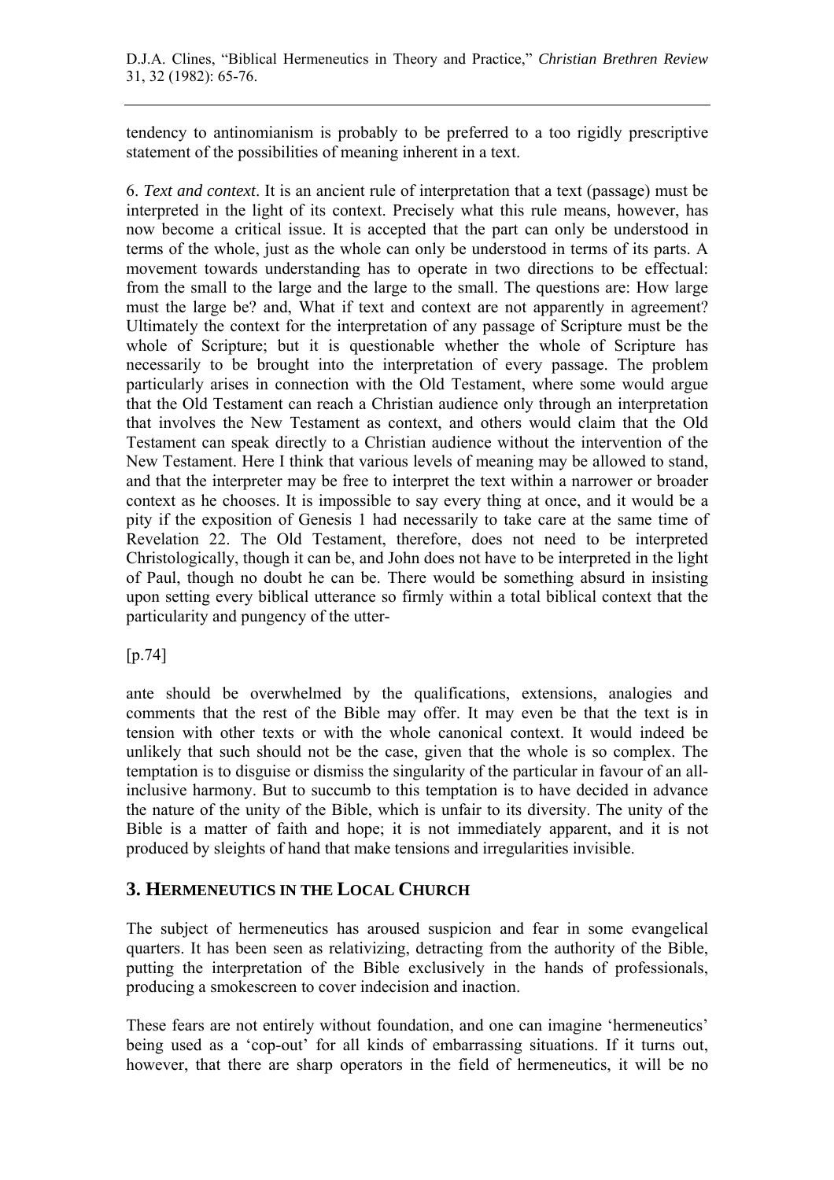tendency to antinomianism is probably to be preferred to a too rigidly prescriptive statement of the possibilities of meaning inherent in a text.

6. *Text and context*. It is an ancient rule of interpretation that a text (passage) must be interpreted in the light of its context. Precisely what this rule means, however, has now become a critical issue. It is accepted that the part can only be understood in terms of the whole, just as the whole can only be understood in terms of its parts. A movement towards understanding has to operate in two directions to be effectual: from the small to the large and the large to the small. The questions are: How large must the large be? and, What if text and context are not apparently in agreement? Ultimately the context for the interpretation of any passage of Scripture must be the whole of Scripture; but it is questionable whether the whole of Scripture has necessarily to be brought into the interpretation of every passage. The problem particularly arises in connection with the Old Testament, where some would argue that the Old Testament can reach a Christian audience only through an interpretation that involves the New Testament as context, and others would claim that the Old Testament can speak directly to a Christian audience without the intervention of the New Testament. Here I think that various levels of meaning may be allowed to stand, and that the interpreter may be free to interpret the text within a narrower or broader context as he chooses. It is impossible to say every thing at once, and it would be a pity if the exposition of Genesis 1 had necessarily to take care at the same time of Revelation 22. The Old Testament, therefore, does not need to be interpreted Christologically, though it can be, and John does not have to be interpreted in the light of Paul, though no doubt he can be. There would be something absurd in insisting upon setting every biblical utterance so firmly within a total biblical context that the particularity and pungency of the utter-

[p.74]

ante should be overwhelmed by the qualifications, extensions, analogies and comments that the rest of the Bible may offer. It may even be that the text is in tension with other texts or with the whole canonical context. It would indeed be unlikely that such should not be the case, given that the whole is so complex. The temptation is to disguise or dismiss the singularity of the particular in favour of an all-inclusive harmony. But to succumb to this temptation is to have decided in advance the nature of the unity of the Bible, which is unfair to its diversity. The unity of the Bible is a matter of faith and hope; it is not immediately apparent, and it is not produced by sleights of hand that make tensions and irregularities invisible.

## 3. Hermeneutics in the Local Church

The subject of hermeneutics has aroused suspicion and fear in some evangelical quarters. It has been seen as relativizing, detracting from the authority of the Bible, putting the interpretation of the Bible exclusively in the hands of professionals, producing a smokescreen to cover indecision and inaction.

These fears are not entirely without foundation, and one can imagine 'hermeneutics' being used as a 'cop-out' for all kinds of embarrassing situations. If it turns out, however, that there are sharp operators in the field of hermeneutics, it will be no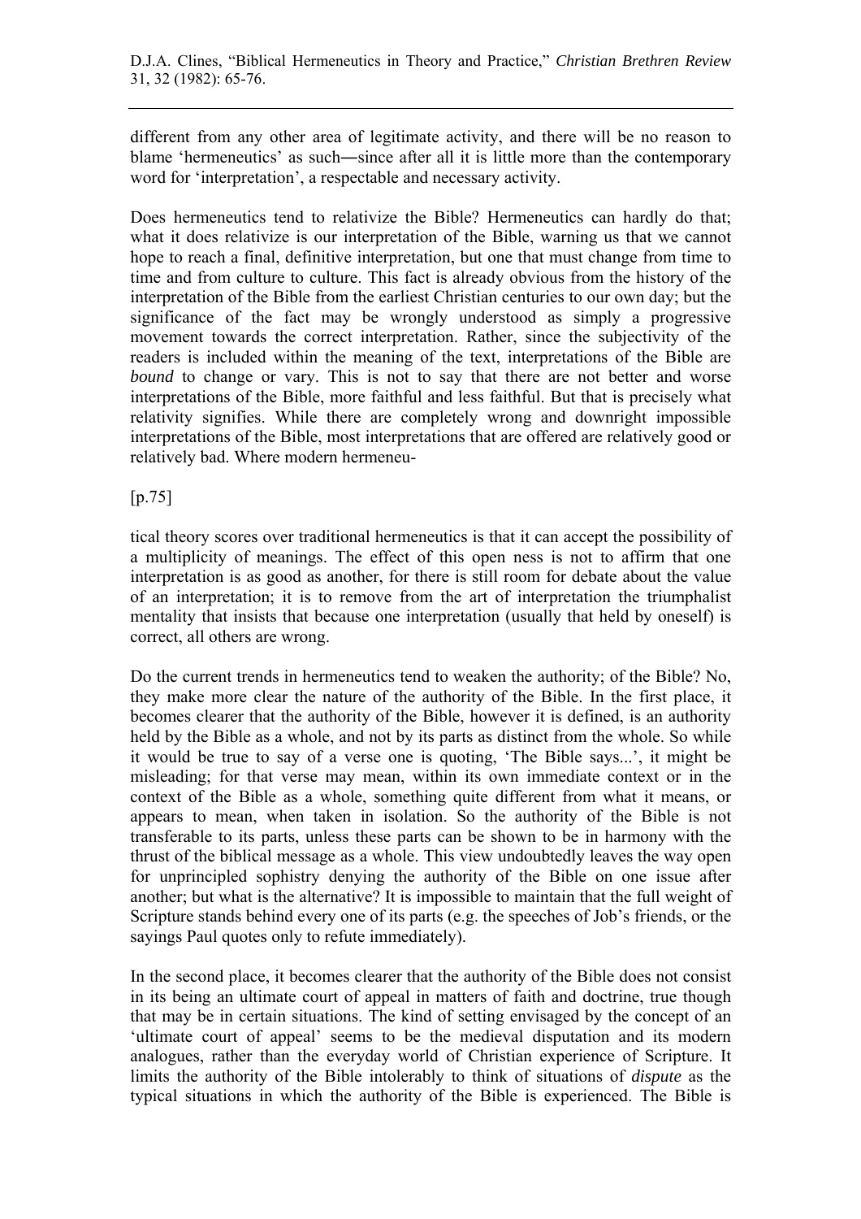different from any other area of legitimate activity, and there will be no reason to blame 'hermeneutics' as such―since after all it is little more than the contemporary word for 'interpretation', a respectable and necessary activity.

Does hermeneutics tend to relativize the Bible? Hermeneutics can hardly do that; what it does relativize is our interpretation of the Bible, warning us that we cannot hope to reach a final, definitive interpretation, but one that must change from time to time and from culture to culture. This fact is already obvious from the history of the interpretation of the Bible from the earliest Christian centuries to our own day; but the significance of the fact may be wrongly understood as simply a progressive movement towards the correct interpretation. Rather, since the subjectivity of the readers is included within the meaning of the text, interpretations of the Bible are *bound* to change or vary. This is not to say that there are not better and worse interpretations of the Bible, more faithful and less faithful. But that is precisely what relativity signifies. While there are completely wrong and downright impossible interpretations of the Bible, most interpretations that are offered are relatively good or relatively bad. Where modern hermeneu-

[p.75]

tical theory scores over traditional hermeneutics is that it can accept the possibility of a multiplicity of meanings. The effect of this open ness is not to affirm that one interpretation is as good as another, for there is still room for debate about the value of an interpretation; it is to remove from the art of interpretation the triumphalist mentality that insists that because one interpretation (usually that held by oneself) is correct, all others are wrong.

Do the current trends in hermeneutics tend to weaken the authority; of the Bible? No, they make more clear the nature of the authority of the Bible. In the first place, it becomes clearer that the authority of the Bible, however it is defined, is an authority held by the Bible as a whole, and not by its parts as distinct from the whole. So while it would be true to say of a verse one is quoting, 'The Bible says...', it might be misleading; for that verse may mean, within its own immediate context or in the context of the Bible as a whole, something quite different from what it means, or appears to mean, when taken in isolation. So the authority of the Bible is not transferable to its parts, unless these parts can be shown to be in harmony with the thrust of the biblical message as a whole. This view undoubtedly leaves the way open for unprincipled sophistry denying the authority of the Bible on one issue after another; but what is the alternative? It is impossible to maintain that the full weight of Scripture stands behind every one of its parts (e.g. the speeches of Job's friends, or the sayings Paul quotes only to refute immediately).

In the second place, it becomes clearer that the authority of the Bible does not consist in its being an ultimate court of appeal in matters of faith and doctrine, true though that may be in certain situations. The kind of setting envisaged by the concept of an 'ultimate court of appeal' seems to be the medieval disputation and its modern analogues, rather than the everyday world of Christian experience of Scripture. It limits the authority of the Bible intolerably to think of situations of *dispute* as the typical situations in which the authority of the Bible is experienced. The Bible is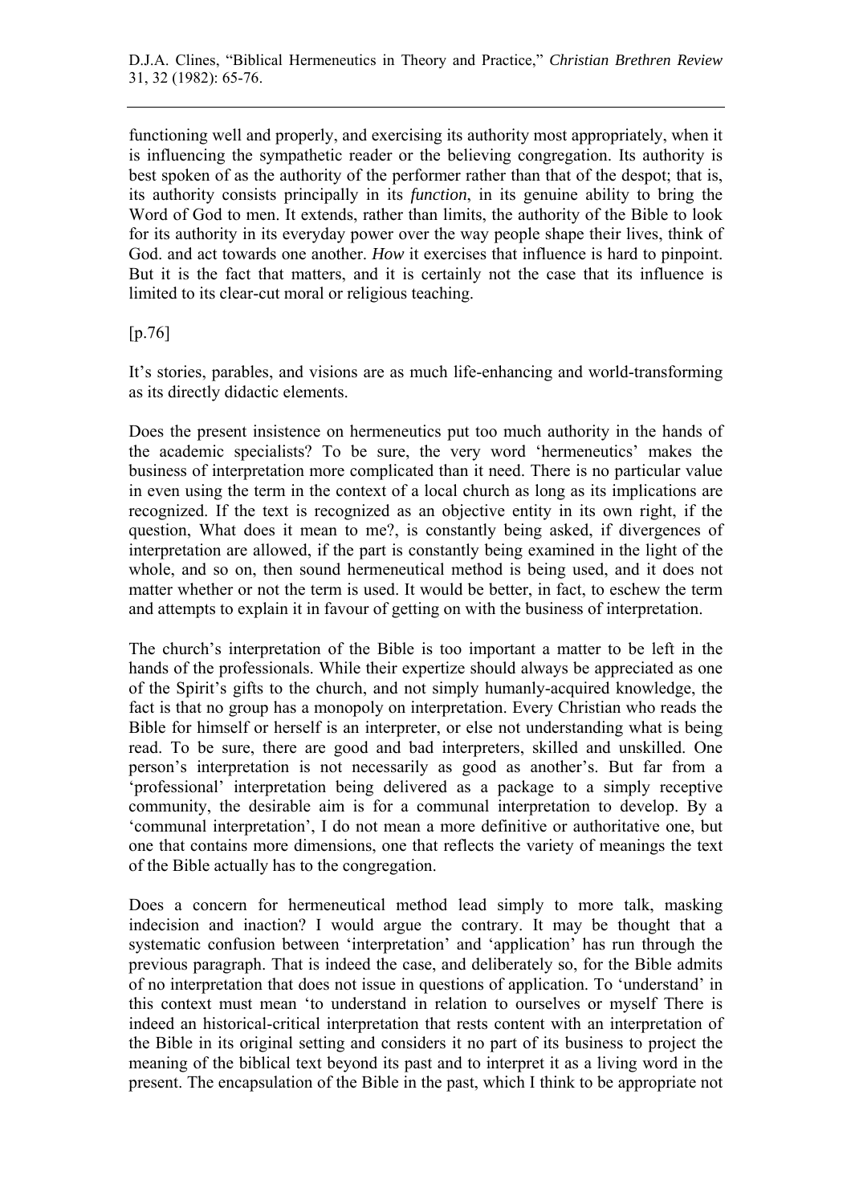functioning well and properly, and exercising its authority most appropriately, when it is influencing the sympathetic reader or the believing congregation. Its authority is best spoken of as the authority of the performer rather than that of the despot; that is, its authority consists principally in its *function*, in its genuine ability to bring the Word of God to men. It extends, rather than limits, the authority of the Bible to look for its authority in its everyday power over the way people shape their lives, think of God. and act towards one another. *How* it exercises that influence is hard to pinpoint. But it is the fact that matters, and it is certainly not the case that its influence is limited to its clear-cut moral or religious teaching.

[p.76]

It's stories, parables, and visions are as much life-enhancing and world-transforming as its directly didactic elements.

Does the present insistence on hermeneutics put too much authority in the hands of the academic specialists? To be sure, the very word 'hermeneutics' makes the business of interpretation more complicated than it need. There is no particular value in even using the term in the context of a local church as long as its implications are recognized. If the text is recognized as an objective entity in its own right, if the question, What does it mean to me?, is constantly being asked, if divergences of interpretation are allowed, if the part is constantly being examined in the light of the whole, and so on, then sound hermeneutical method is being used, and it does not matter whether or not the term is used. It would be better, in fact, to eschew the term and attempts to explain it in favour of getting on with the business of interpretation.

The church's interpretation of the Bible is too important a matter to be left in the hands of the professionals. While their expertize should always be appreciated as one of the Spirit's gifts to the church, and not simply humanly-acquired knowledge, the fact is that no group has a monopoly on interpretation. Every Christian who reads the Bible for himself or herself is an interpreter, or else not understanding what is being read. To be sure, there are good and bad interpreters, skilled and unskilled. One person's interpretation is not necessarily as good as another's. But far from a 'professional' interpretation being delivered as a package to a simply receptive community, the desirable aim is for a communal interpretation to develop. By a 'communal interpretation', I do not mean a more definitive or authoritative one, but one that contains more dimensions, one that reflects the variety of meanings the text of the Bible actually has to the congregation.

Does a concern for hermeneutical method lead simply to more talk, masking indecision and inaction? I would argue the contrary. It may be thought that a systematic confusion between 'interpretation' and 'application' has run through the previous paragraph. That is indeed the case, and deliberately so, for the Bible admits of no interpretation that does not issue in questions of application. To 'understand' in this context must mean 'to understand in relation to ourselves or myself There is indeed an historical-critical interpretation that rests content with an interpretation of the Bible in its original setting and considers it no part of its business to project the meaning of the biblical text beyond its past and to interpret it as a living word in the present. The encapsulation of the Bible in the past, which I think to be appropriate not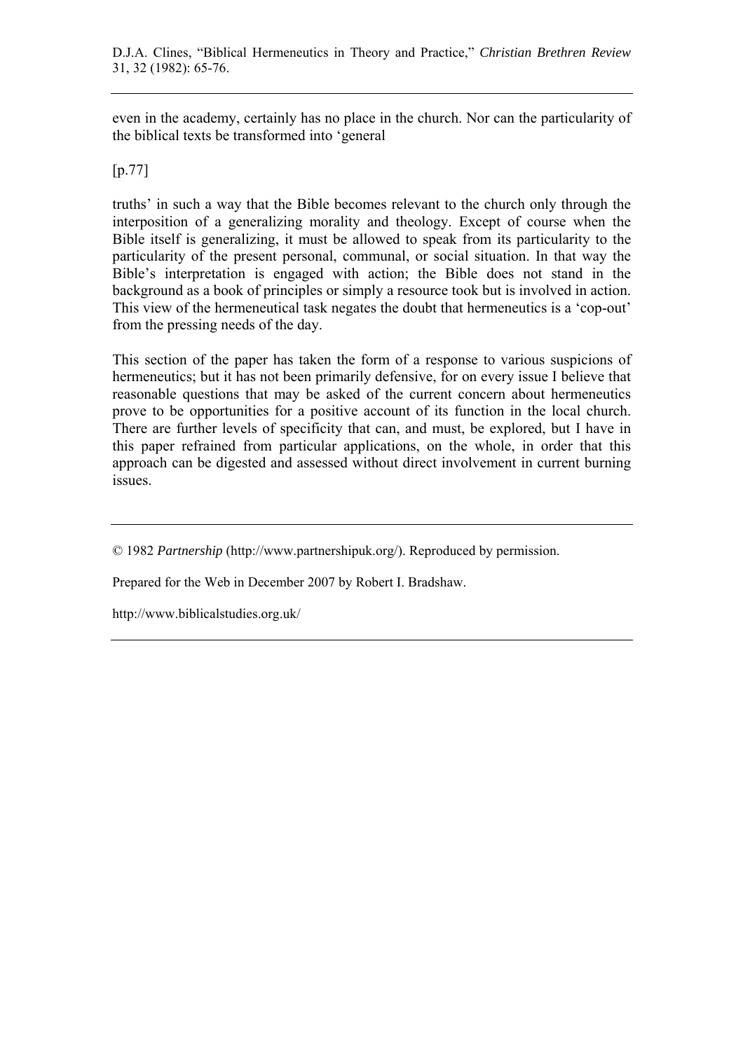even in the academy, certainly has no place in the church. Nor can the particularity of the biblical texts be transformed into 'general

[p.77]

truths' in such a way that the Bible becomes relevant to the church only through the interposition of a generalizing morality and theology. Except of course when the Bible itself is generalizing, it must be allowed to speak from its particularity to the particularity of the present personal, communal, or social situation. In that way the Bible's interpretation is engaged with action; the Bible does not stand in the background as a book of principles or simply a resource took but is involved in action. This view of the hermeneutical task negates the doubt that hermeneutics is a 'cop-out' from the pressing needs of the day.

This section of the paper has taken the form of a response to various suspicions of hermeneutics; but it has not been primarily defensive, for on every issue I believe that reasonable questions that may be asked of the current concern about hermeneutics prove to be opportunities for a positive account of its function in the local church. There are further levels of specificity that can, and must, be explored, but I have in this paper refrained from particular applications, on the whole, in order that this approach can be digested and assessed without direct involvement in current burning issues.

---

© 1982 *Partnership* (http://www.partnershipuk.org/). Reproduced by permission.

Prepared for the Web in December 2007 by Robert I. Bradshaw.

http://www.biblicalstudies.org.uk/